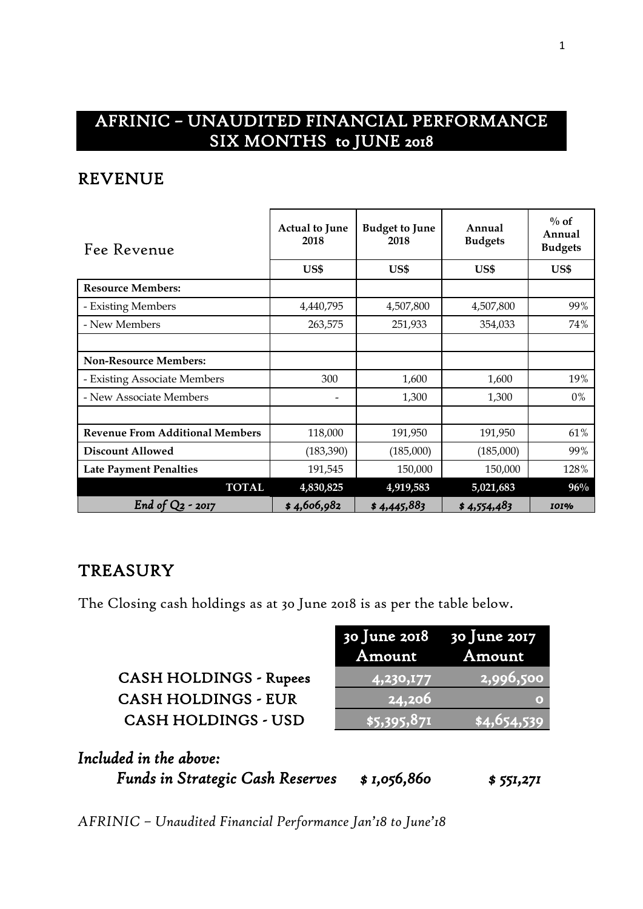# AFRINIC – UNAUDITED FINANCIAL PERFORMANCE SIX MONTHS to JUNE 2018

## REVENUE

| Fee Revenue | Actual to June 2018 | Budget to June 2018 | Annual Budgets | % of Annual Budgets |
|---|---|---|---|---|
| | US$ | US$ | US$ | US$ |
| **Resource Members:** | | | | |
| - Existing Members | 4,440,795 | 4,507,800 | 4,507,800 | 99% |
| - New Members | 263,575 | 251,933 | 354,033 | 74% |
| | | | | |
| **Non-Resource Members:** | | | | |
| - Existing Associate Members | 300 | 1,600 | 1,600 | 19% |
| - New Associate Members | - | 1,300 | 1,300 | 0% |
| | | | | |
| **Revenue From Additional Members** | 118,000 | 191,950 | 191,950 | 61% |
| **Discount Allowed** | (183,390) | (185,000) | (185,000) | 99% |
| **Late Payment Penalties** | 191,545 | 150,000 | 150,000 | 128% |
| **TOTAL** | **4,830,825** | **4,919,583** | **5,021,683** | **96%** |
| *End of Q2 - 2017* | *$ 4,606,982* | *$ 4,445,883* | *$ 4,554,483* | *101%* |

## TREASURY

The Closing cash holdings as at 30 June 2018 is as per the table below.

| | 30 June 2018 Amount | 30 June 2017 Amount |
|---|---|---|
| CASH HOLDINGS - Rupees | 4,230,177 | 2,996,500 |
| CASH HOLDINGS - EUR | 24,206 | 0 |
| CASH HOLDINGS - USD | $5,395,871 | $4,654,539 |

*Included in the above:*

| | | |
|---|---|---|
| *Funds in Strategic Cash Reserves* | *$ 1,056,860* | *$ 551,271* |

*AFRINIC – Unaudited Financial Performance Jan'18 to June'18*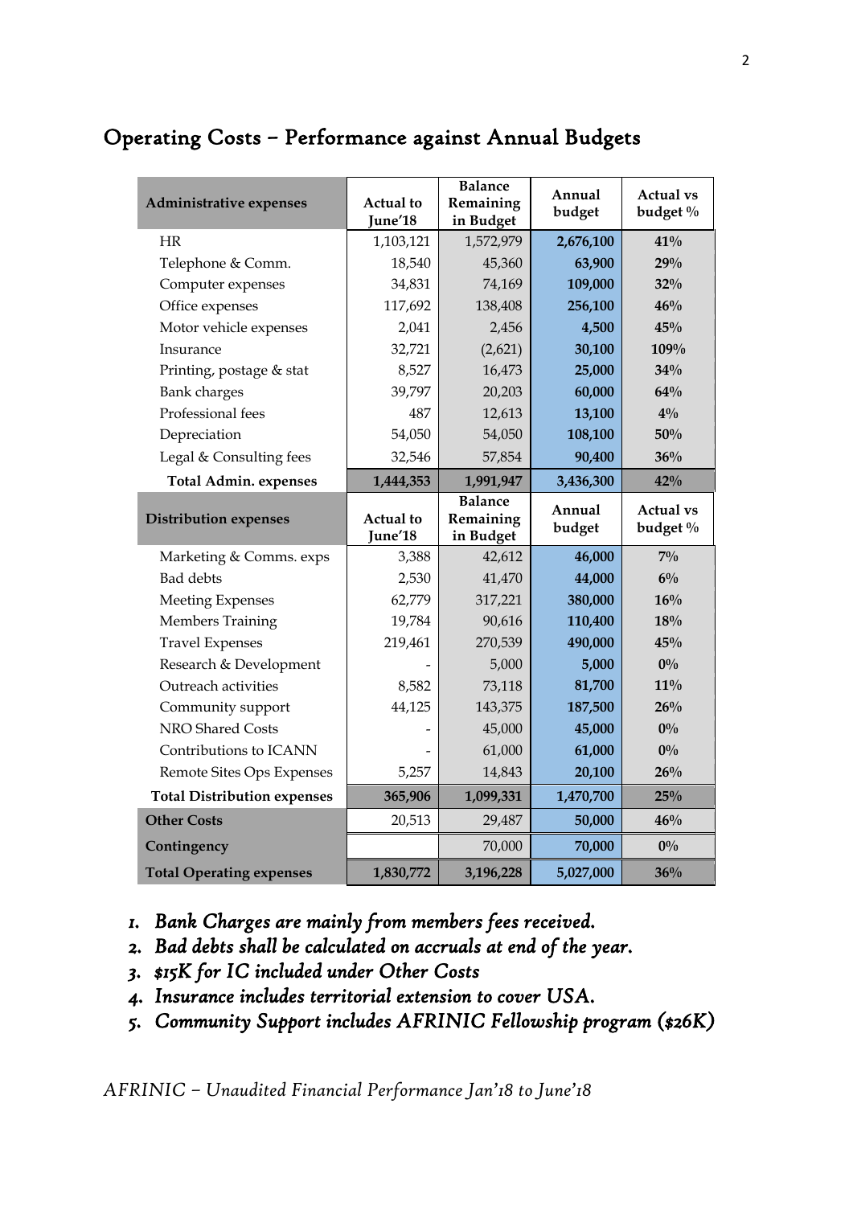## Operating Costs – Performance against Annual Budgets

| Administrative expenses | Actual to June'18 | Balance Remaining in Budget | Annual budget | Actual vs budget % |
|---|---|---|---|---|
| HR | 1,103,121 | 1,572,979 | **2,676,100** | **41%** |
| Telephone & Comm. | 18,540 | 45,360 | **63,900** | **29%** |
| Computer expenses | 34,831 | 74,169 | **109,000** | **32%** |
| Office expenses | 117,692 | 138,408 | **256,100** | **46%** |
| Motor vehicle expenses | 2,041 | 2,456 | **4,500** | **45%** |
| Insurance | 32,721 | (2,621) | **30,100** | **109%** |
| Printing, postage & stat | 8,527 | 16,473 | **25,000** | **34%** |
| Bank charges | 39,797 | 20,203 | **60,000** | **64%** |
| Professional fees | 487 | 12,613 | **13,100** | **4%** |
| Depreciation | 54,050 | 54,050 | **108,100** | **50%** |
| Legal & Consulting fees | 32,546 | 57,854 | **90,400** | **36%** |
| **Total Admin. expenses** | **1,444,353** | **1,991,947** | **3,436,300** | **42%** |
| **Distribution expenses** | **Actual to June'18** | **Balance Remaining in Budget** | **Annual budget** | **Actual vs budget %** |
| Marketing & Comms. exps | 3,388 | 42,612 | **46,000** | **7%** |
| Bad debts | 2,530 | 41,470 | **44,000** | **6%** |
| Meeting Expenses | 62,779 | 317,221 | **380,000** | **16%** |
| Members Training | 19,784 | 90,616 | **110,400** | **18%** |
| Travel Expenses | 219,461 | 270,539 | **490,000** | **45%** |
| Research & Development | - | 5,000 | **5,000** | **0%** |
| Outreach activities | 8,582 | 73,118 | **81,700** | **11%** |
| Community support | 44,125 | 143,375 | **187,500** | **26%** |
| NRO Shared Costs | - | 45,000 | **45,000** | **0%** |
| Contributions to ICANN | - | 61,000 | **61,000** | **0%** |
| Remote Sites Ops Expenses | 5,257 | 14,843 | **20,100** | **26%** |
| **Total Distribution expenses** | **365,906** | **1,099,331** | **1,470,700** | **25%** |
| **Other Costs** | 20,513 | 29,487 | **50,000** | **46%** |
| **Contingency** | | 70,000 | **70,000** | **0%** |
| **Total Operating expenses** | **1,830,772** | **3,196,228** | **5,027,000** | **36%** |

1. *Bank Charges are mainly from members fees received.*
2. *Bad debts shall be calculated on accruals at end of the year.*
3. *$15K for IC included under Other Costs*
4. *Insurance includes territorial extension to cover USA.*
5. *Community Support includes AFRINIC Fellowship program ($26K)*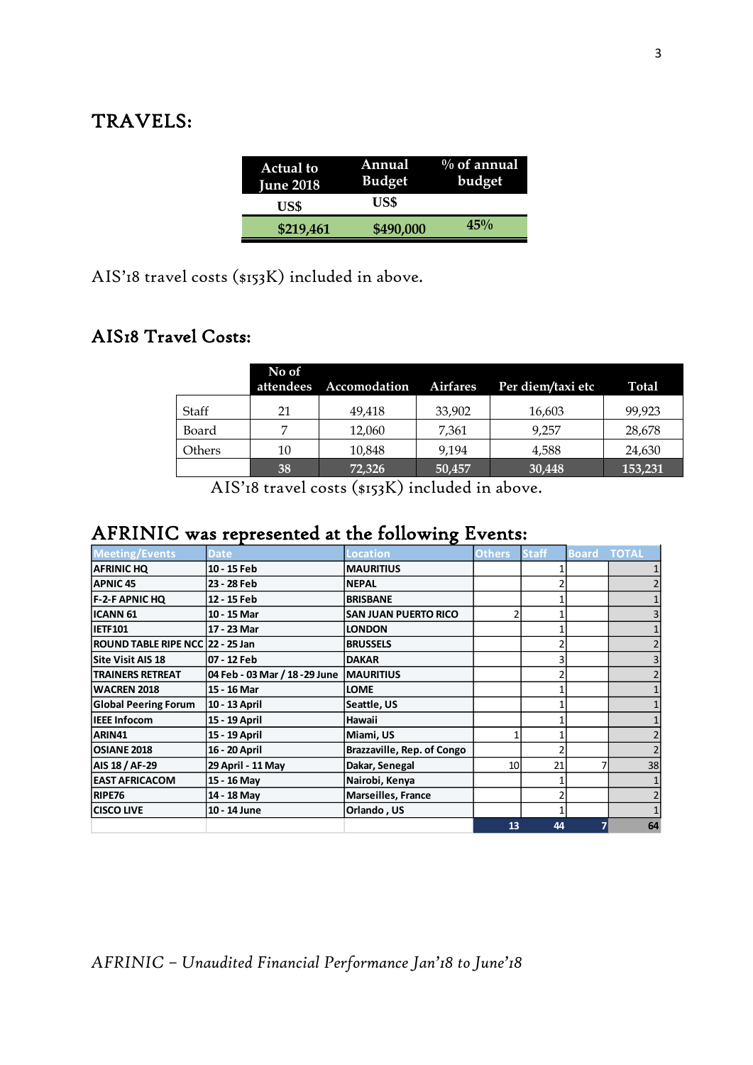## TRAVELS:

| Actual to June 2018 US$ | Annual Budget US$ | % of annual budget |
|---|---|---|
| $219,461 | $490,000 | 45% |

AIS'18 travel costs ($153K) included in above.

## AIS18 Travel Costs:

| | No of attendees | Accomodation | Airfares | Per diem/taxi etc | Total |
|---|---|---|---|---|---|
| Staff | 21 | 49,418 | 33,902 | 16,603 | 99,923 |
| Board | 7 | 12,060 | 7,361 | 9,257 | 28,678 |
| Others | 10 | 10,848 | 9,194 | 4,588 | 24,630 |
| | 38 | 72,326 | 50,457 | 30,448 | 153,231 |

AIS'18 travel costs ($153K) included in above.

## AFRINIC was represented at the following Events:

| Meeting/Events | Date | Location | Others | Staff | Board | TOTAL |
|---|---|---|---|---|---|---|
| AFRINIC HQ | 10 - 15 Feb | MAURITIUS | | 1 | | 1 |
| APNIC 45 | 23 - 28 Feb | NEPAL | | 2 | | 2 |
| F-2-F APNIC HQ | 12 - 15 Feb | BRISBANE | | 1 | | 1 |
| ICANN 61 | 10 - 15 Mar | SAN JUAN PUERTO RICO | 2 | 1 | | 3 |
| IETF101 | 17 - 23 Mar | LONDON | | 1 | | 1 |
| ROUND TABLE RIPE NCC | 22 - 25 Jan | BRUSSELS | | 2 | | 2 |
| Site Visit AIS 18 | 07 - 12 Feb | DAKAR | | 3 | | 3 |
| TRAINERS RETREAT | 04 Feb - 03 Mar / 18 -29 June | MAURITIUS | | 2 | | 2 |
| WACREN 2018 | 15 - 16 Mar | LOME | | 1 | | 1 |
| Global Peering Forum | 10 - 13 April | Seattle, US | | 1 | | 1 |
| IEEE Infocom | 15 - 19 April | Hawaii | | 1 | | 1 |
| ARIN41 | 15 - 19 April | Miami, US | 1 | 1 | | 2 |
| OSIANE 2018 | 16 - 20 April | Brazzaville, Rep. of Congo | | 2 | | 2 |
| AIS 18 / AF-29 | 29 April - 11 May | Dakar, Senegal | 10 | 21 | 7 | 38 |
| EAST AFRICACOM | 15 - 16 May | Nairobi, Kenya | | 1 | | 1 |
| RIPE76 | 14 - 18 May | Marseilles, France | | 2 | | 2 |
| CISCO LIVE | 10 - 14 June | Orlando , US | | 1 | | 1 |
| | | | 13 | 44 | 7 | 64 |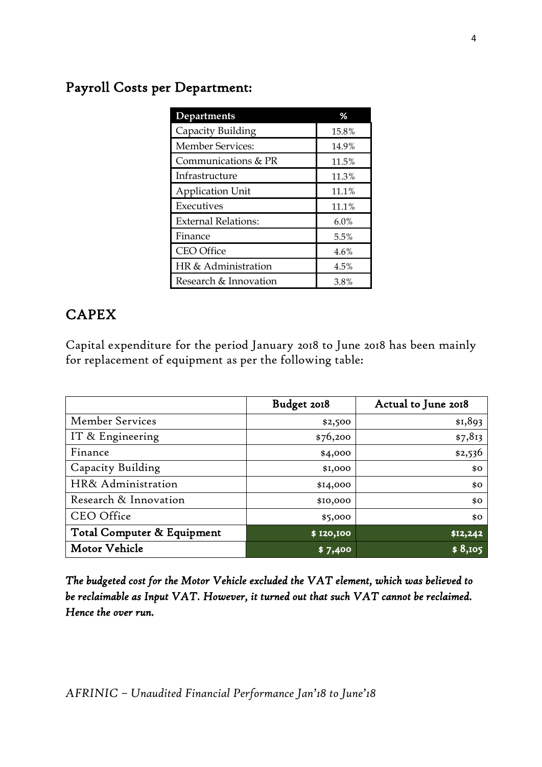## Payroll Costs per Department:

| Departments | % |
|---|---|
| Capacity Building | 15.8% |
| Member Services: | 14.9% |
| Communications & PR | 11.5% |
| Infrastructure | 11.3% |
| Application Unit | 11.1% |
| Executives | 11.1% |
| External Relations: | 6.0% |
| Finance | 5.5% |
| CEO Office | 4.6% |
| HR & Administration | 4.5% |
| Research & Innovation | 3.8% |

## CAPEX

Capital expenditure for the period January 2018 to June 2018 has been mainly for replacement of equipment as per the following table:

| | Budget 2018 | Actual to June 2018 |
|---|---|---|
| Member Services | $2,500 | $1,893 |
| IT & Engineering | $76,200 | $7,813 |
| Finance | $4,000 | $2,536 |
| Capacity Building | $1,000 | $0 |
| HR& Administration | $14,000 | $0 |
| Research & Innovation | $10,000 | $0 |
| CEO Office | $5,000 | $0 |
| **Total Computer & Equipment** | **$ 120,100** | **$12,242** |
| **Motor Vehicle** | **$ 7,400** | **$ 8,105** |

***The budgeted cost for the Motor Vehicle excluded the VAT element, which was believed to be reclaimable as Input VAT. However, it turned out that such VAT cannot be reclaimed. Hence the over run.***